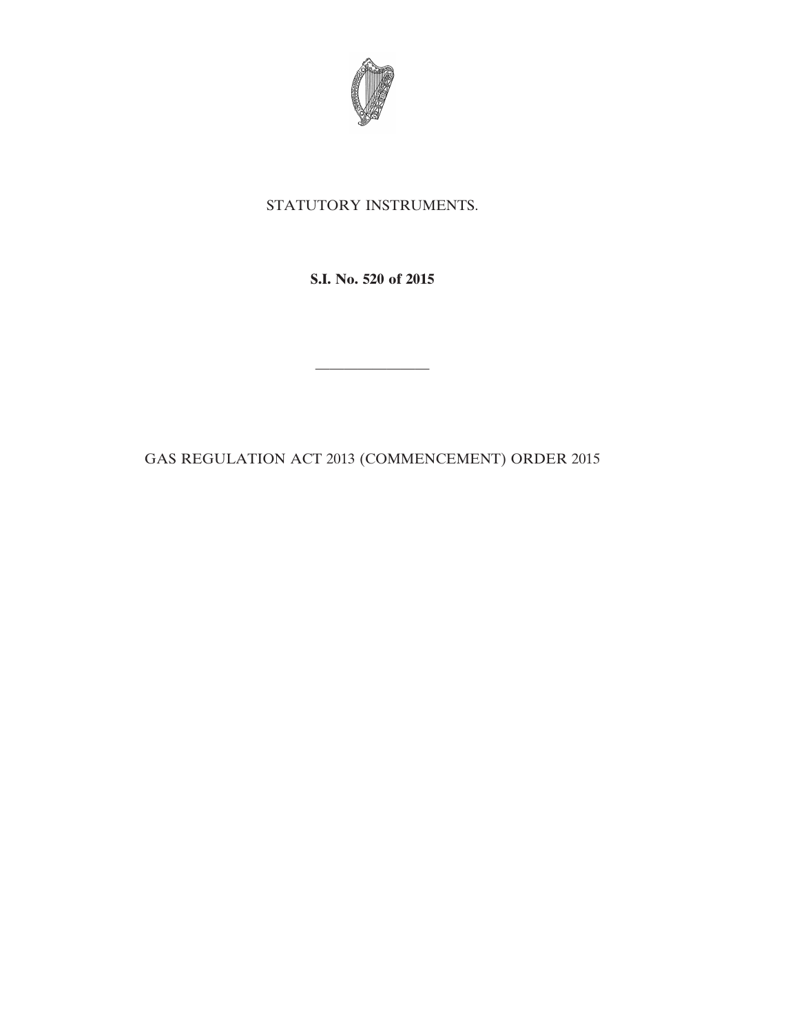STATUTORY INSTRUMENTS.

**S.I. No. 520 of 2015**

---

GAS REGULATION ACT 2013 (COMMENCEMENT) ORDER 2015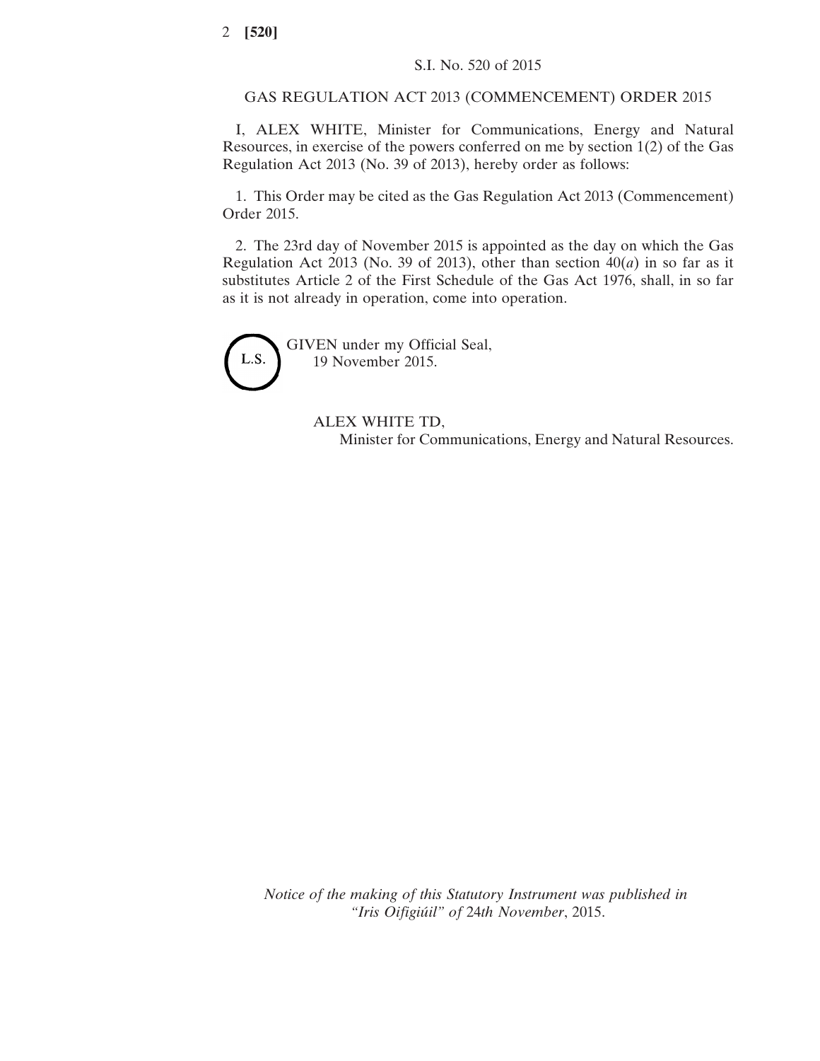S.I. No. 520 of 2015

## GAS REGULATION ACT 2013 (COMMENCEMENT) ORDER 2015

I, ALEX WHITE, Minister for Communications, Energy and Natural Resources, in exercise of the powers conferred on me by section 1(2) of the Gas Regulation Act 2013 (No. 39 of 2013), hereby order as follows:

1. This Order may be cited as the Gas Regulation Act 2013 (Commencement) Order 2015.

2. The 23rd day of November 2015 is appointed as the day on which the Gas Regulation Act 2013 (No. 39 of 2013), other than section 40(*a*) in so far as it substitutes Article 2 of the First Schedule of the Gas Act 1976, shall, in so far as it is not already in operation, come into operation.

L.S.

GIVEN under my Official Seal,
19 November 2015.

ALEX WHITE TD,
Minister for Communications, Energy and Natural Resources.

*Notice of the making of this Statutory Instrument was published in "Iris Oifigiúil" of* 24*th November*, 2015.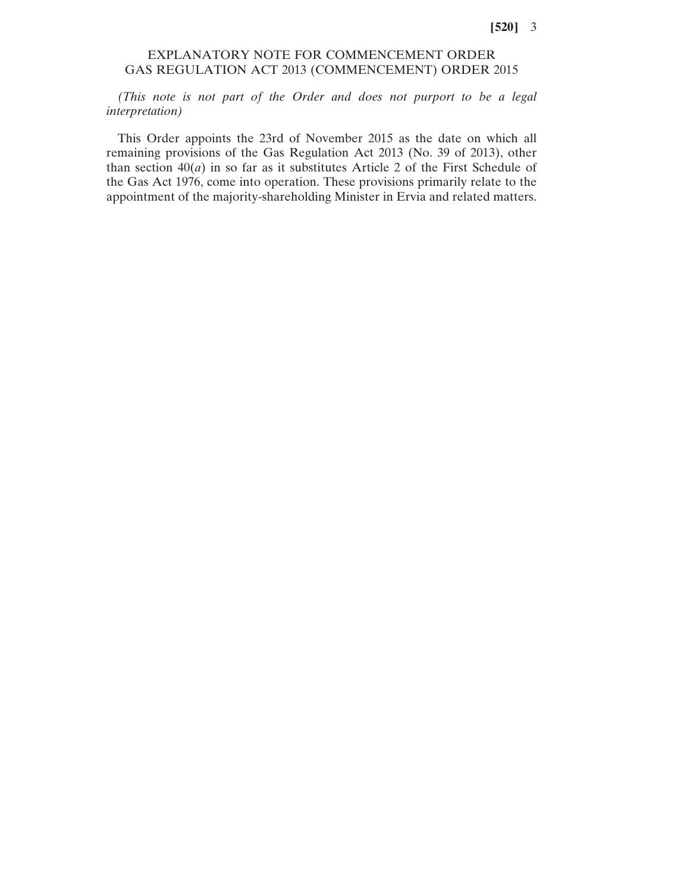# EXPLANATORY NOTE FOR COMMENCEMENT ORDER GAS REGULATION ACT 2013 (COMMENCEMENT) ORDER 2015

*(This note is not part of the Order and does not purport to be a legal interpretation)*

This Order appoints the 23rd of November 2015 as the date on which all remaining provisions of the Gas Regulation Act 2013 (No. 39 of 2013), other than section 40(*a*) in so far as it substitutes Article 2 of the First Schedule of the Gas Act 1976, come into operation. These provisions primarily relate to the appointment of the majority-shareholding Minister in Ervia and related matters.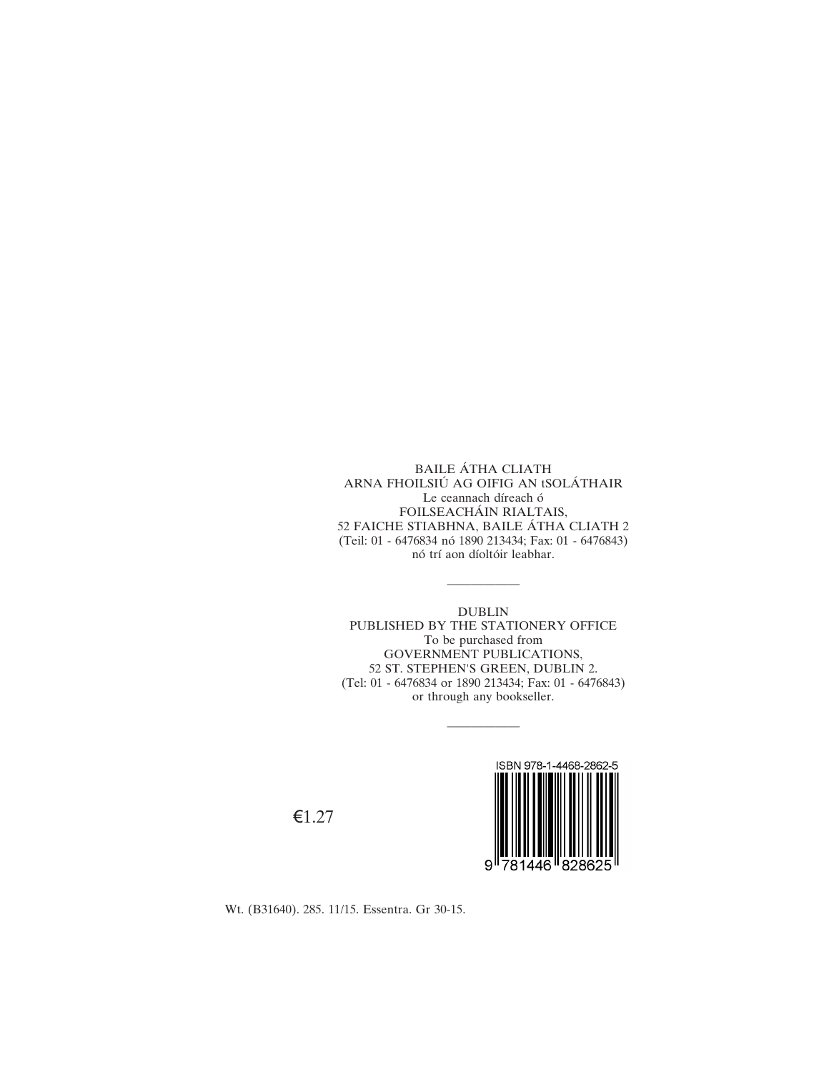BAILE ÁTHA CLIATH
ARNA FHOILSIÚ AG OIFIG AN tSOLÁTHAIR
Le ceannach díreach ó
FOILSEACHÁIN RIALTAIS,
52 FAICHE STIABHNA, BAILE ÁTHA CLIATH 2
(Teil: 01 - 6476834 nó 1890 213434; Fax: 01 - 6476843)
nó trí aon díoltóir leabhar.

---

DUBLIN
PUBLISHED BY THE STATIONERY OFFICE
To be purchased from
GOVERNMENT PUBLICATIONS,
52 ST. STEPHEN'S GREEN, DUBLIN 2.
(Tel: 01 - 6476834 or 1890 213434; Fax: 01 - 6476843)
or through any bookseller.

---

ISBN 978-1-4468-2862-5

€1.27

9 781446 828625

Wt. (B31640). 285. 11/15. Essentra. Gr 30-15.